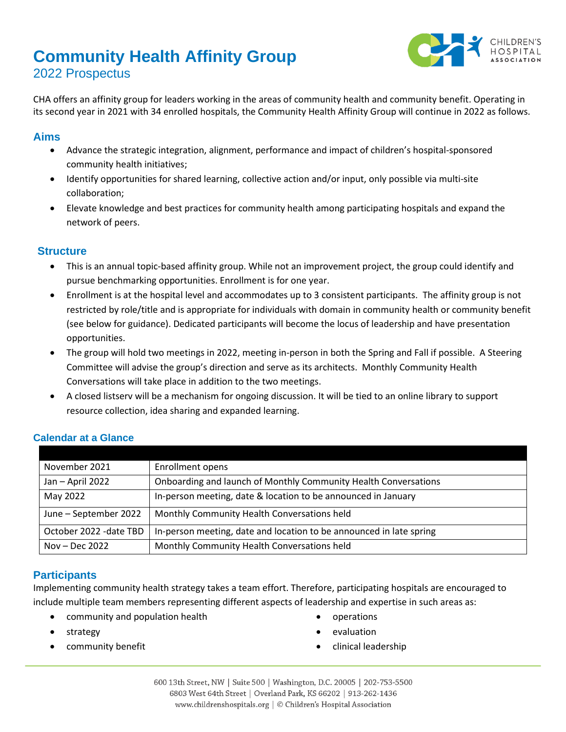# Community Health Affinity Group

## 2022 Prospectus

CHA offers an affinity group for leaders working in the areas of community health and community benefit. Operating in its second year in 2021 with 34 enrolled hospitals, the Community Health Affinity Group will continue in 2022 as follows.

### Aims

- Advance the strategic integration, alignment, performance and impact of children's hospital-sponsored community health initiatives;
- Identify opportunities for shared learning, collective action and/or input, only possible via multi-site collaboration;
- Elevate knowledge and best practices for community health among participating hospitals and expand the network of peers.

### Structure

- This is an annual topic-based affinity group. While not an improvement project, the group could identify and pursue benchmarking opportunities. Enrollment is for one year.
- Enrollment is at the hospital level and accommodates up to 3 consistent participants. The affinity group is not restricted by role/title and is appropriate for individuals with domain in community health or community benefit (see below for guidance). Dedicated participants will become the locus of leadership and have presentation opportunities.
- The group will hold two meetings in 2022, meeting in-person in both the Spring and Fall if possible. A Steering Committee will advise the group's direction and serve as its architects. Monthly Community Health Conversations will take place in addition to the two meetings.
- A closed listserv will be a mechanism for ongoing discussion. It will be tied to an online library to support resource collection, idea sharing and expanded learning.

### Calendar at a Glance

| | |
|---|---|
| November 2021 | Enrollment opens |
| Jan – April 2022 | Onboarding and launch of Monthly Community Health Conversations |
| May 2022 | In-person meeting, date & location to be announced in January |
| June – September 2022 | Monthly Community Health Conversations held |
| October 2022 -date TBD | In-person meeting, date and location to be announced in late spring |
| Nov – Dec 2022 | Monthly Community Health Conversations held |

### Participants

Implementing community health strategy takes a team effort. Therefore, participating hospitals are encouraged to include multiple team members representing different aspects of leadership and expertise in such areas as:

- community and population health
- strategy
- community benefit
- operations
- evaluation
- clinical leadership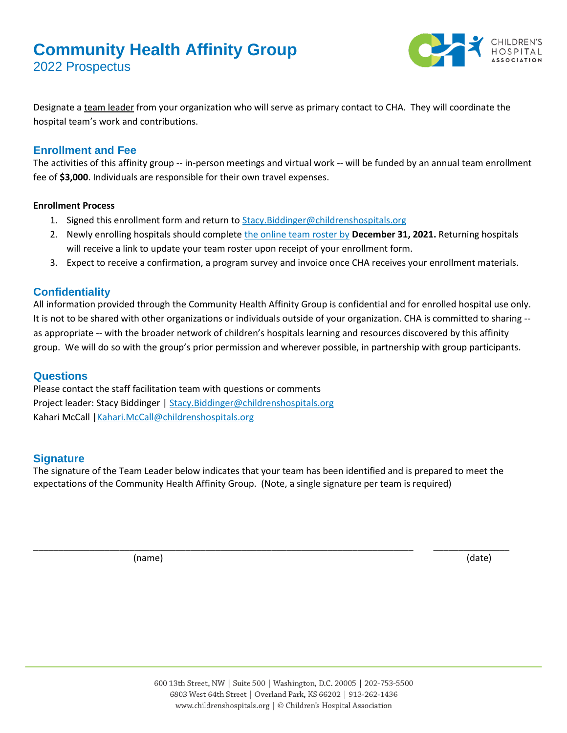# Community Health Affinity Group

2022 Prospectus

Designate a team leader from your organization who will serve as primary contact to CHA. They will coordinate the hospital team's work and contributions.

## Enrollment and Fee

The activities of this affinity group -- in-person meetings and virtual work -- will be funded by an annual team enrollment fee of **$3,000**. Individuals are responsible for their own travel expenses.

**Enrollment Process**

1. Signed this enrollment form and return to Stacy.Biddinger@childrenshospitals.org
2. Newly enrolling hospitals should complete the online team roster by **December 31, 2021.** Returning hospitals will receive a link to update your team roster upon receipt of your enrollment form.
3. Expect to receive a confirmation, a program survey and invoice once CHA receives your enrollment materials.

## Confidentiality

All information provided through the Community Health Affinity Group is confidential and for enrolled hospital use only. It is not to be shared with other organizations or individuals outside of your organization. CHA is committed to sharing -- as appropriate -- with the broader network of children's hospitals learning and resources discovered by this affinity group. We will do so with the group's prior permission and wherever possible, in partnership with group participants.

## Questions

Please contact the staff facilitation team with questions or comments
Project leader: Stacy Biddinger | Stacy.Biddinger@childrenshospitals.org
Kahari McCall |Kahari.McCall@childrenshospitals.org

## Signature

The signature of the Team Leader below indicates that your team has been identified and is prepared to meet the expectations of the Community Health Affinity Group. (Note, a single signature per team is required)

\_\_\_\_\_\_\_\_\_\_\_\_\_\_\_\_\_\_\_\_\_\_\_\_\_\_\_\_\_\_\_\_\_\_\_\_\_\_\_\_\_\_\_\_\_\_\_\_\_\_\_\_\_\_\_\_\_\_\_\_\_\_\_\_\_\_\_\_\_\_ \_\_\_\_\_\_\_\_\_\_\_\_\_\_\_
(name) (date)

600 13th Street, NW | Suite 500 | Washington, D.C. 20005 | 202-753-5500
6803 West 64th Street | Overland Park, KS 66202 | 913-262-1436
www.childrenshospitals.org | © Children's Hospital Association